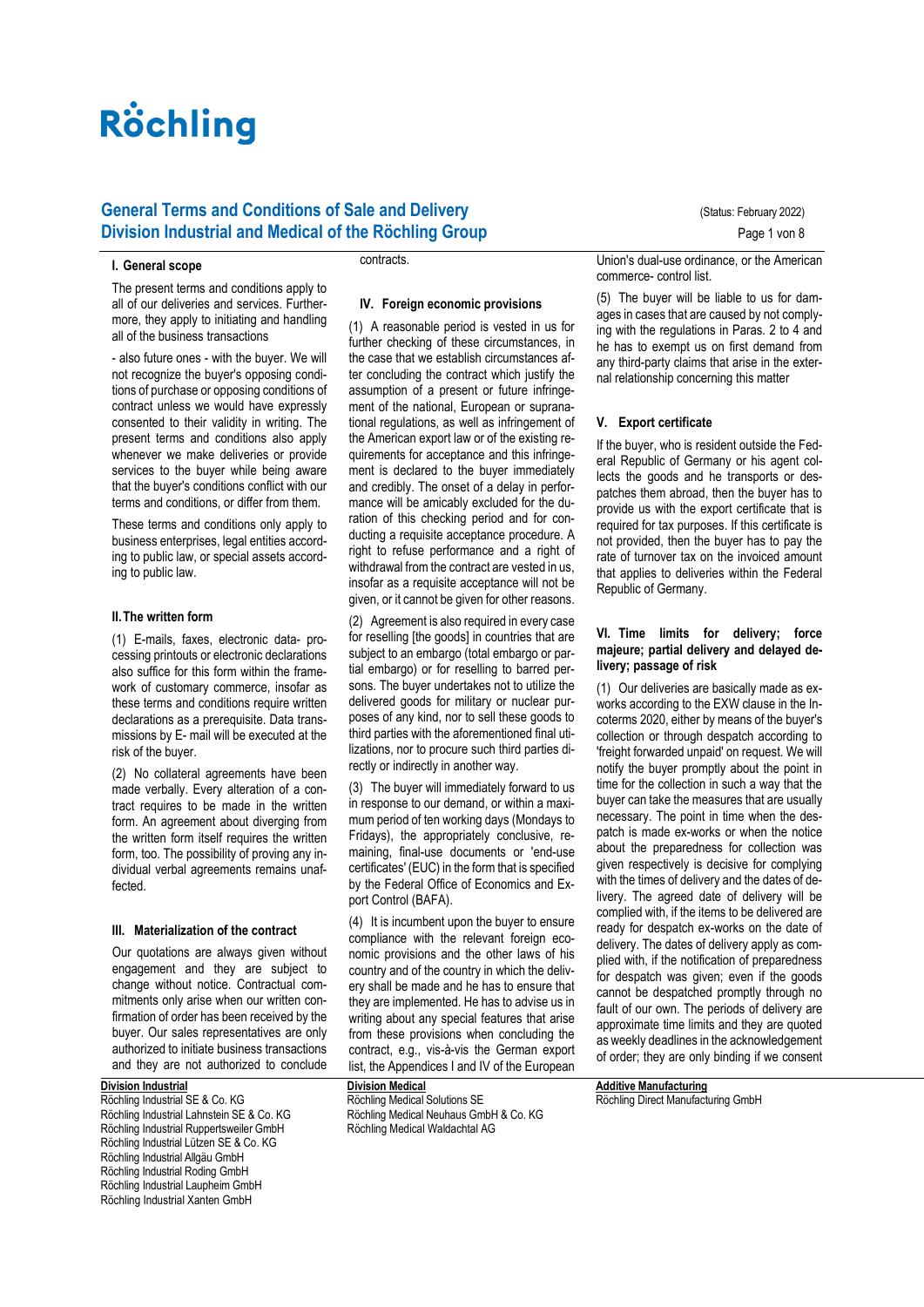# Röchling

## General Terms and Conditions of Sale and Delivery Division Industrial and Medical of the Röchling Group

(Status: February 2022)

### I. General scope

The present terms and conditions apply to all of our deliveries and services. Furthermore, they apply to initiating and handling all of the business transactions

- also future ones - with the buyer. We will not recognize the buyer's opposing conditions of purchase or opposing conditions of contract unless we would have expressly consented to their validity in writing. The present terms and conditions also apply whenever we make deliveries or provide services to the buyer while being aware that the buyer's conditions conflict with our terms and conditions, or differ from them.

These terms and conditions only apply to business enterprises, legal entities according to public law, or special assets according to public law.

### II. The written form

(1) E-mails, faxes, electronic data- processing printouts or electronic declarations also suffice for this form within the framework of customary commerce, insofar as these terms and conditions require written declarations as a prerequisite. Data transmissions by E- mail will be executed at the risk of the buyer.

(2) No collateral agreements have been made verbally. Every alteration of a contract requires to be made in the written form. An agreement about diverging from the written form itself requires the written form, too. The possibility of proving any individual verbal agreements remains unaffected.

### III. Materialization of the contract

Our quotations are always given without engagement and they are subject to change without notice. Contractual commitments only arise when our written confirmation of order has been received by the buyer. Our sales representatives are only authorized to initiate business transactions and they are not authorized to conclude contracts.

### IV. Foreign economic provisions

(1) A reasonable period is vested in us for further checking of these circumstances, in the case that we establish circumstances after concluding the contract which justify the assumption of a present or future infringement of the national, European or supranational regulations, as well as infringement of the American export law or of the existing requirements for acceptance and this infringement is declared to the buyer immediately and credibly. The onset of a delay in performance will be amicably excluded for the duration of this checking period and for conducting a requisite acceptance procedure. A right to refuse performance and a right of withdrawal from the contract are vested in us, insofar as a requisite acceptance will not be given, or it cannot be given for other reasons.

(2) Agreement is also required in every case for reselling [the goods] in countries that are subject to an embargo (total embargo or partial embargo) or for reselling to barred persons. The buyer undertakes not to utilize the delivered goods for military or nuclear purposes of any kind, nor to sell these goods to third parties with the aforementioned final utilizations, nor to procure such third parties directly or indirectly in another way.

(3) The buyer will immediately forward to us in response to our demand, or within a maximum period of ten working days (Mondays to Fridays), the appropriately conclusive, remaining, final-use documents or 'end-use certificates' (EUC) in the form that is specified by the Federal Office of Economics and Export Control (BAFA).

(4) It is incumbent upon the buyer to ensure compliance with the relevant foreign economic provisions and the other laws of his country and of the country in which the delivery shall be made and he has to ensure that they are implemented. He has to advise us in writing about any special features that arise from these provisions when concluding the contract, e.g., vis-à-vis the German export list, the Appendices I and IV of the European Union's dual-use ordinance, or the American commerce- control list.

(5) The buyer will be liable to us for damages in cases that are caused by not complying with the regulations in Paras. 2 to 4 and he has to exempt us on first demand from any third-party claims that arise in the external relationship concerning this matter

### V. Export certificate

If the buyer, who is resident outside the Federal Republic of Germany or his agent collects the goods and he transports or despatches them abroad, then the buyer has to provide us with the export certificate that is required for tax purposes. If this certificate is not provided, then the buyer has to pay the rate of turnover tax on the invoiced amount that applies to deliveries within the Federal Republic of Germany.

### VI. Time limits for delivery; force majeure; partial delivery and delayed delivery; passage of risk

(1) Our deliveries are basically made as ex-works according to the EXW clause in the Incoterms 2020, either by means of the buyer's collection or through despatch according to 'freight forwarded unpaid' on request. We will notify the buyer promptly about the point in time for the collection in such a way that the buyer can take the measures that are usually necessary. The point in time when the despatch is made ex-works or when the notice about the preparedness for collection was given respectively is decisive for complying with the times of delivery and the dates of delivery. The agreed date of delivery will be complied with, if the items to be delivered are ready for despatch ex-works on the date of delivery. The dates of delivery apply as complied with, if the notification of preparedness for despatch was given; even if the goods cannot be despatched promptly through no fault of our own. The periods of delivery are approximate time limits and they are quoted as weekly deadlines in the acknowledgement of order; they are only binding if we consent

**Division Industrial**
Röchling Industrial SE & Co. KG
Röchling Industrial Lahnstein SE & Co. KG
Röchling Industrial Ruppertsweiler GmbH
Röchling Industrial Lützen SE & Co. KG
Röchling Industrial Allgäu GmbH
Röchling Industrial Roding GmbH
Röchling Industrial Laupheim GmbH
Röchling Industrial Xanten GmbH

**Division Medical**
Röchling Medical Solutions SE
Röchling Medical Neuhaus GmbH & Co. KG
Röchling Medical Waldachtal AG

**Additive Manufacturing**
Röchling Direct Manufacturing GmbH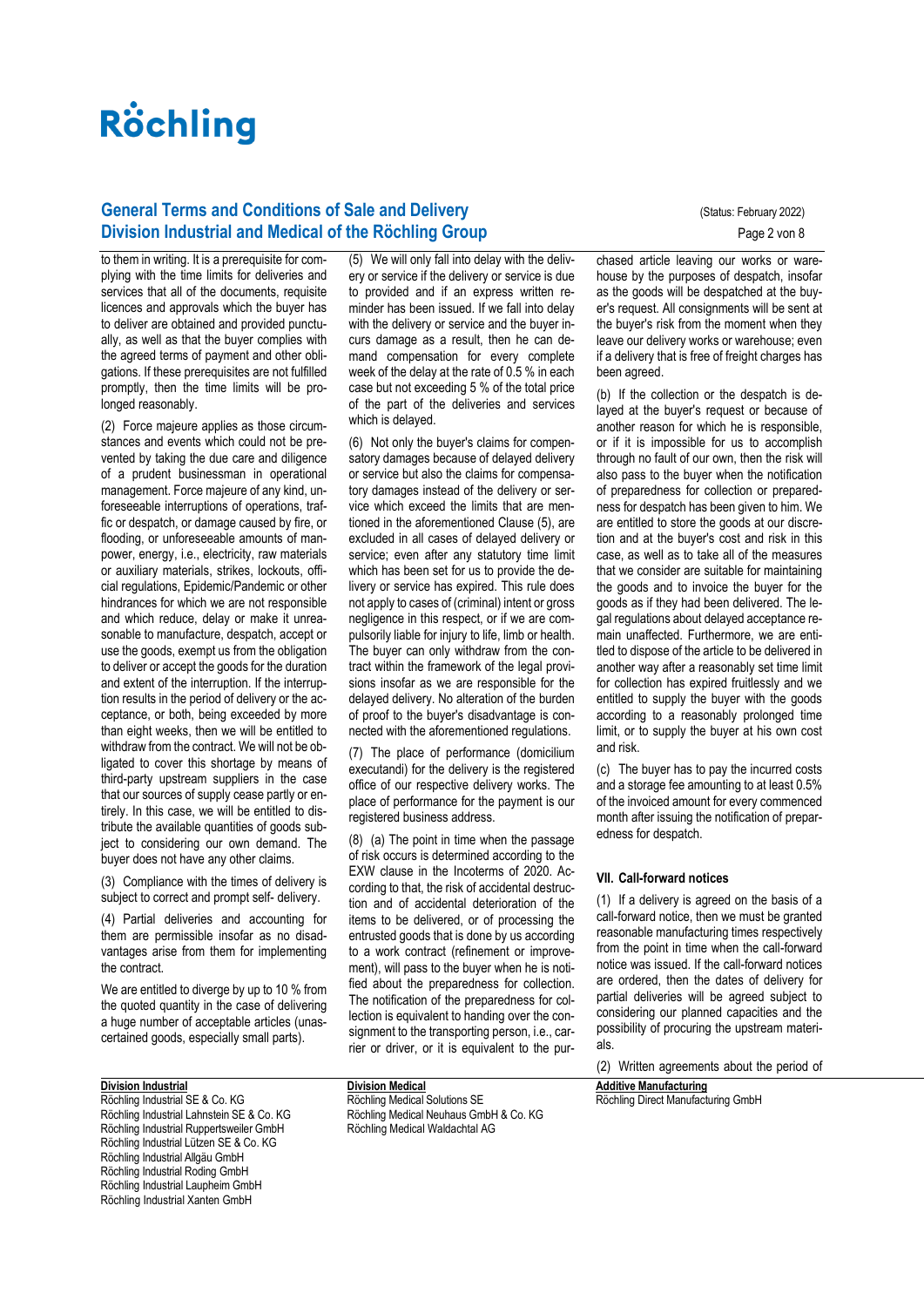to them in writing. It is a prerequisite for complying with the time limits for deliveries and services that all of the documents, requisite licences and approvals which the buyer has to deliver are obtained and provided punctually, as well as that the buyer complies with the agreed terms of payment and other obligations. If these prerequisites are not fulfilled promptly, then the time limits will be prolonged reasonably.

(2) Force majeure applies as those circumstances and events which could not be prevented by taking the due care and diligence of a prudent businessman in operational management. Force majeure of any kind, unforeseeable interruptions of operations, traffic or despatch, or damage caused by fire, or flooding, or unforeseeable amounts of manpower, energy, i.e., electricity, raw materials or auxiliary materials, strikes, lockouts, official regulations, Epidemic/Pandemic or other hindrances for which we are not responsible and which reduce, delay or make it unreasonable to manufacture, despatch, accept or use the goods, exempt us from the obligation to deliver or accept the goods for the duration and extent of the interruption. If the interruption results in the period of delivery or the acceptance, or both, being exceeded by more than eight weeks, then we will be entitled to withdraw from the contract. We will not be obligated to cover this shortage by means of third-party upstream suppliers in the case that our sources of supply cease partly or entirely. In this case, we will be entitled to distribute the available quantities of goods subject to considering our own demand. The buyer does not have any other claims.

(3) Compliance with the times of delivery is subject to correct and prompt self- delivery.

(4) Partial deliveries and accounting for them are permissible insofar as no disadvantages arise from them for implementing the contract.

We are entitled to diverge by up to 10 % from the quoted quantity in the case of delivering a huge number of acceptable articles (unascertained goods, especially small parts).

(5) We will only fall into delay with the delivery or service if the delivery or service is due to provided and if an express written reminder has been issued. If we fall into delay with the delivery or service and the buyer incurs damage as a result, then he can demand compensation for every complete week of the delay at the rate of 0.5 % in each case but not exceeding 5 % of the total price of the part of the deliveries and services which is delayed.

(6) Not only the buyer's claims for compensatory damages because of delayed delivery or service but also the claims for compensatory damages instead of the delivery or service which exceed the limits that are mentioned in the aforementioned Clause (5), are excluded in all cases of delayed delivery or service; even after any statutory time limit which has been set for us to provide the delivery or service has expired. This rule does not apply to cases of (criminal) intent or gross negligence in this respect, or if we are compulsorily liable for injury to life, limb or health. The buyer can only withdraw from the contract within the framework of the legal provisions insofar as we are responsible for the delayed delivery. No alteration of the burden of proof to the buyer's disadvantage is connected with the aforementioned regulations.

(7) The place of performance (domicilium executandi) for the delivery is the registered office of our respective delivery works. The place of performance for the payment is our registered business address.

(8) (a) The point in time when the passage of risk occurs is determined according to the EXW clause in the Incoterms of 2020. According to that, the risk of accidental destruction and of accidental deterioration of the items to be delivered, or of processing the entrusted goods that is done by us according to a work contract (refinement or improvement), will pass to the buyer when he is notified about the preparedness for collection. The notification of the preparedness for collection is equivalent to handing over the consignment to the transporting person, i.e., carrier or driver, or it is equivalent to the purchased article leaving our works or warehouse by the purposes of despatch, insofar as the goods will be despatched at the buyer's request. All consignments will be sent at the buyer's risk from the moment when they leave our delivery works or warehouse; even if a delivery that is free of freight charges has been agreed.

(b) If the collection or the despatch is delayed at the buyer's request or because of another reason for which he is responsible, or if it is impossible for us to accomplish through no fault of our own, then the risk will also pass to the buyer when the notification of preparedness for collection or preparedness for despatch has been given to him. We are entitled to store the goods at our discretion and at the buyer's cost and risk in this case, as well as to take all of the measures that we consider are suitable for maintaining the goods and to invoice the buyer for the goods as if they had been delivered. The legal regulations about delayed acceptance remain unaffected. Furthermore, we are entitled to dispose of the article to be delivered in another way after a reasonably set time limit for collection has expired fruitlessly and we entitled to supply the buyer with the goods according to a reasonably prolonged time limit, or to supply the buyer at his own cost and risk.

(c) The buyer has to pay the incurred costs and a storage fee amounting to at least 0.5% of the invoiced amount for every commenced month after issuing the notification of preparedness for despatch.

### VII. Call-forward notices

(1) If a delivery is agreed on the basis of a call-forward notice, then we must be granted reasonable manufacturing times respectively from the point in time when the call-forward notice was issued. If the call-forward notices are ordered, then the dates of delivery for partial deliveries will be agreed subject to considering our planned capacities and the possibility of procuring the upstream materials.

(2) Written agreements about the period of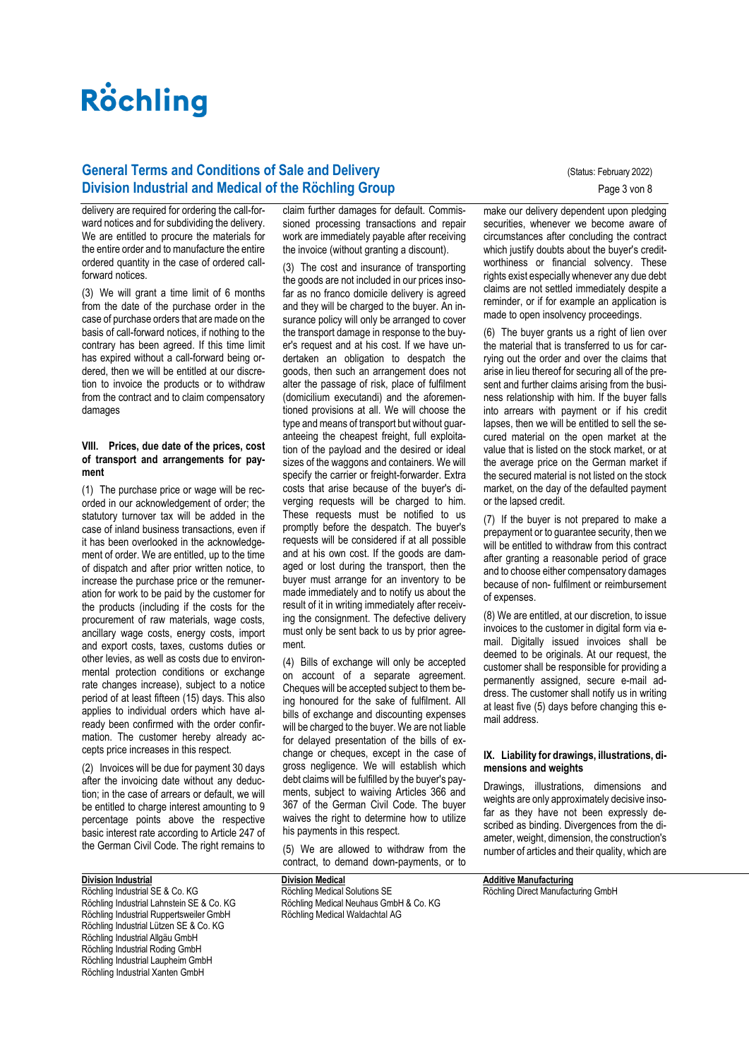delivery are required for ordering the call-forward notices and for subdividing the delivery. We are entitled to procure the materials for the entire order and to manufacture the entire ordered quantity in the case of ordered call-forward notices.

(3) We will grant a time limit of 6 months from the date of the purchase order in the case of purchase orders that are made on the basis of call-forward notices, if nothing to the contrary has been agreed. If this time limit has expired without a call-forward being ordered, then we will be entitled at our discretion to invoice the products or to withdraw from the contract and to claim compensatory damages

## VIII. Prices, due date of the prices, cost of transport and arrangements for payment

(1) The purchase price or wage will be recorded in our acknowledgement of order; the statutory turnover tax will be added in the case of inland business transactions, even if it has been overlooked in the acknowledgement of order. We are entitled, up to the time of dispatch and after prior written notice, to increase the purchase price or the remuneration for work to be paid by the customer for the products (including if the costs for the procurement of raw materials, wage costs, ancillary wage costs, energy costs, import and export costs, taxes, customs duties or other levies, as well as costs due to environmental protection conditions or exchange rate changes increase), subject to a notice period of at least fifteen (15) days. This also applies to individual orders which have already been confirmed with the order confirmation. The customer hereby already accepts price increases in this respect.

(2) Invoices will be due for payment 30 days after the invoicing date without any deduction; in the case of arrears or default, we will be entitled to charge interest amounting to 9 percentage points above the respective basic interest rate according to Article 247 of the German Civil Code. The right remains to claim further damages for default. Commissioned processing transactions and repair work are immediately payable after receiving the invoice (without granting a discount).

(3) The cost and insurance of transporting the goods are not included in our prices insofar as no franco domicile delivery is agreed and they will be charged to the buyer. An insurance policy will only be arranged to cover the transport damage in response to the buyer's request and at his cost. If we have undertaken an obligation to despatch the goods, then such an arrangement does not alter the passage of risk, place of fulfilment (domicilium executandi) and the aforementioned provisions at all. We will choose the type and means of transport but without guaranteeing the cheapest freight, full exploitation of the payload and the desired or ideal sizes of the waggons and containers. We will specify the carrier or freight-forwarder. Extra costs that arise because of the buyer's diverging requests will be charged to him. These requests must be notified to us promptly before the despatch. The buyer's requests will be considered if at all possible and at his own cost. If the goods are damaged or lost during the transport, then the buyer must arrange for an inventory to be made immediately and to notify us about the result of it in writing immediately after receiving the consignment. The defective delivery must only be sent back to us by prior agreement.

(4) Bills of exchange will only be accepted on account of a separate agreement. Cheques will be accepted subject to them being honoured for the sake of fulfilment. All bills of exchange and discounting expenses will be charged to the buyer. We are not liable for delayed presentation of the bills of exchange or cheques, except in the case of gross negligence. We will establish which debt claims will be fulfilled by the buyer's payments, subject to waiving Articles 366 and 367 of the German Civil Code. The buyer waives the right to determine how to utilize his payments in this respect.

(5) We are allowed to withdraw from the contract, to demand down-payments, or to make our delivery dependent upon pledging securities, whenever we become aware of circumstances after concluding the contract which justify doubts about the buyer's credit-worthiness or financial solvency. These rights exist especially whenever any due debt claims are not settled immediately despite a reminder, or if for example an application is made to open insolvency proceedings.

(6) The buyer grants us a right of lien over the material that is transferred to us for carrying out the order and over the claims that arise in lieu thereof for securing all of the present and further claims arising from the business relationship with him. If the buyer falls into arrears with payment or if his credit lapses, then we will be entitled to sell the secured material on the open market at the value that is listed on the stock market, or at the average price on the German market if the secured material is not listed on the stock market, on the day of the defaulted payment or the lapsed credit.

(7) If the buyer is not prepared to make a prepayment or to guarantee security, then we will be entitled to withdraw from this contract after granting a reasonable period of grace and to choose either compensatory damages because of non- fulfilment or reimbursement of expenses.

(8) We are entitled, at our discretion, to issue invoices to the customer in digital form via e-mail. Digitally issued invoices shall be deemed to be originals. At our request, the customer shall be responsible for providing a permanently assigned, secure e-mail address. The customer shall notify us in writing at least five (5) days before changing this e-mail address.

## IX. Liability for drawings, illustrations, dimensions and weights

Drawings, illustrations, dimensions and weights are only approximately decisive insofar as they have not been expressly described as binding. Divergences from the diameter, weight, dimension, the construction's number of articles and their quality, which are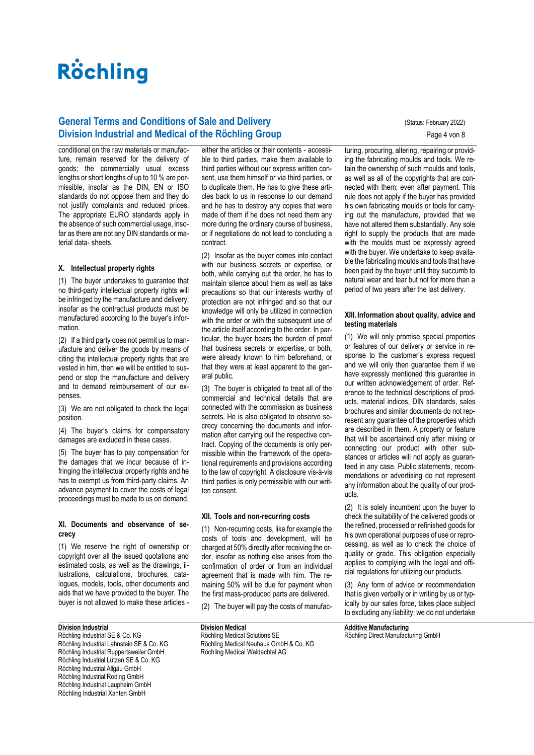conditional on the raw materials or manufacture, remain reserved for the delivery of goods; the commercially usual excess lengths or short lengths of up to 10 % are permissible, insofar as the DIN, EN or ISO standards do not oppose them and they do not justify complaints and reduced prices. The appropriate EURO standards apply in the absence of such commercial usage, insofar as there are not any DIN standards or material data- sheets.

## X. Intellectual property rights

(1) The buyer undertakes to guarantee that no third-party intellectual property rights will be infringed by the manufacture and delivery, insofar as the contractual products must be manufactured according to the buyer's information.

(2) If a third party does not permit us to manufacture and deliver the goods by means of citing the intellectual property rights that are vested in him, then we will be entitled to suspend or stop the manufacture and delivery and to demand reimbursement of our expenses.

(3) We are not obligated to check the legal position.

(4) The buyer's claims for compensatory damages are excluded in these cases.

(5) The buyer has to pay compensation for the damages that we incur because of infringing the intellectual property rights and he has to exempt us from third-party claims. An advance payment to cover the costs of legal proceedings must be made to us on demand.

## XI. Documents and observance of secrecy

(1) We reserve the right of ownership or copyright over all the issued quotations and estimated costs, as well as the drawings, illustrations, calculations, brochures, catalogues, models, tools, other documents and aids that we have provided to the buyer. The buyer is not allowed to make these articles - either the articles or their contents - accessible to third parties, make them available to third parties without our express written consent, use them himself or via third parties, or to duplicate them. He has to give these articles back to us in response to our demand and he has to destroy any copies that were made of them if he does not need them any more during the ordinary course of business, or if negotiations do not lead to concluding a contract.

(2) Insofar as the buyer comes into contact with our business secrets or expertise, or both, while carrying out the order, he has to maintain silence about them as well as take precautions so that our interests worthy of protection are not infringed and so that our knowledge will only be utilized in connection with the order or with the subsequent use of the article itself according to the order. In particular, the buyer bears the burden of proof that business secrets or expertise, or both, were already known to him beforehand, or that they were at least apparent to the general public.

(3) The buyer is obligated to treat all of the commercial and technical details that are connected with the commission as business secrets. He is also obligated to observe secrecy concerning the documents and information after carrying out the respective contract. Copying of the documents is only permissible within the framework of the operational requirements and provisions according to the law of copyright. A disclosure vis-à-vis third parties is only permissible with our written consent.

## XII. Tools and non-recurring costs

(1) Non-recurring costs, like for example the costs of tools and development, will be charged at 50% directly after receiving the order, insofar as nothing else arises from the confirmation of order or from an individual agreement that is made with him. The remaining 50% will be due for payment when the first mass-produced parts are delivered.

(2) The buyer will pay the costs of manufacturing, procuring, altering, repairing or providing the fabricating moulds and tools. We retain the ownership of such moulds and tools, as well as all of the copyrights that are connected with them; even after payment. This rule does not apply if the buyer has provided his own fabricating moulds or tools for carrying out the manufacture, provided that we have not altered them substantially. Any sole right to supply the products that are made with the moulds must be expressly agreed with the buyer. We undertake to keep available the fabricating moulds and tools that have been paid by the buyer until they succumb to natural wear and tear but not for more than a period of two years after the last delivery.

## XIII. Information about quality, advice and testing materials

(1) We will only promise special properties or features of our delivery or service in response to the customer's express request and we will only then guarantee them if we have expressly mentioned this guarantee in our written acknowledgement of order. Reference to the technical descriptions of products, material indices, DIN standards, sales brochures and similar documents do not represent any guarantee of the properties which are described in them. A property or feature that will be ascertained only after mixing or connecting our product with other substances or articles will not apply as guaranteed in any case. Public statements, recommendations or advertising do not represent any information about the quality of our products.

(2) It is solely incumbent upon the buyer to check the suitability of the delivered goods or the refined, processed or refinished goods for his own operational purposes of use or reprocessing, as well as to check the choice of quality or grade. This obligation especially applies to complying with the legal and official regulations for utilizing our products.

(3) Any form of advice or recommendation that is given verbally or in writing by us or typically by our sales force, takes place subject to excluding any liability; we do not undertake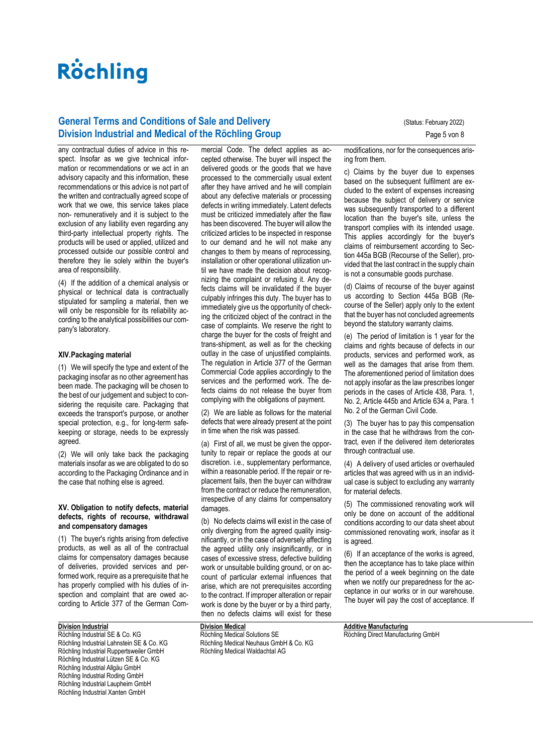any contractual duties of advice in this respect. Insofar as we give technical information or recommendations or we act in an advisory capacity and this information, these recommendations or this advice is not part of the written and contractually agreed scope of work that we owe, this service takes place non- remuneratively and it is subject to the exclusion of any liability even regarding any third-party intellectual property rights. The products will be used or applied, utilized and processed outside our possible control and therefore they lie solely within the buyer's area of responsibility.

(4) If the addition of a chemical analysis or physical or technical data is contractually stipulated for sampling a material, then we will only be responsible for its reliability according to the analytical possibilities our company's laboratory.

### XIV.Packaging material

(1) We will specify the type and extent of the packaging insofar as no other agreement has been made. The packaging will be chosen to the best of our judgement and subject to considering the requisite care. Packaging that exceeds the transport's purpose, or another special protection, e.g., for long-term safekeeping or storage, needs to be expressly agreed.

(2) We will only take back the packaging materials insofar as we are obligated to do so according to the Packaging Ordinance and in the case that nothing else is agreed.

### XV. Obligation to notify defects, material defects, rights of recourse, withdrawal and compensatory damages

(1) The buyer's rights arising from defective products, as well as all of the contractual claims for compensatory damages because of deliveries, provided services and performed work, require as a prerequisite that he has properly complied with his duties of inspection and complaint that are owed according to Article 377 of the German Commercial Code. The defect applies as accepted otherwise. The buyer will inspect the delivered goods or the goods that we have processed to the commercially usual extent after they have arrived and he will complain about any defective materials or processing defects in writing immediately. Latent defects must be criticized immediately after the flaw has been discovered. The buyer will allow the criticized articles to be inspected in response to our demand and he will not make any changes to them by means of reprocessing, installation or other operational utilization until we have made the decision about recognizing the complaint or refusing it. Any defects claims will be invalidated if the buyer culpably infringes this duty. The buyer has to immediately give us the opportunity of checking the criticized object of the contract in the case of complaints. We reserve the right to charge the buyer for the costs of freight and trans-shipment, as well as for the checking outlay in the case of unjustified complaints. The regulation in Article 377 of the German Commercial Code applies accordingly to the services and the performed work. The defects claims do not release the buyer from complying with the obligations of payment.

(2) We are liable as follows for the material defects that were already present at the point in time when the risk was passed.

(a) First of all, we must be given the opportunity to repair or replace the goods at our discretion. i.e., supplementary performance, within a reasonable period. If the repair or replacement fails, then the buyer can withdraw from the contract or reduce the remuneration, irrespective of any claims for compensatory damages.

(b) No defects claims will exist in the case of only diverging from the agreed quality insignificantly, or in the case of adversely affecting the agreed utility only insignificantly, or in cases of excessive stress, defective building work or unsuitable building ground, or on account of particular external influences that arise, which are not prerequisites according to the contract. If improper alteration or repair work is done by the buyer or by a third party, then no defects claims will exist for these modifications, nor for the consequences arising from them.

c) Claims by the buyer due to expenses based on the subsequent fulfilment are excluded to the extent of expenses increasing because the subject of delivery or service was subsequently transported to a different location than the buyer's site, unless the transport complies with its intended usage. This applies accordingly for the buyer's claims of reimbursement according to Section 445a BGB (Recourse of the Seller), provided that the last contract in the supply chain is not a consumable goods purchase.

(d) Claims of recourse of the buyer against us according to Section 445a BGB (Recourse of the Seller) apply only to the extent that the buyer has not concluded agreements beyond the statutory warranty claims.

(e) The period of limitation is 1 year for the claims and rights because of defects in our products, services and performed work, as well as the damages that arise from them. The aforementioned period of limitation does not apply insofar as the law prescribes longer periods in the cases of Article 438, Para. 1, No. 2, Article 445b and Article 634 a, Para. 1 No. 2 of the German Civil Code.

(3) The buyer has to pay this compensation in the case that he withdraws from the contract, even if the delivered item deteriorates through contractual use.

(4) A delivery of used articles or overhauled articles that was agreed with us in an individual case is subject to excluding any warranty for material defects.

(5) The commissioned renovating work will only be done on account of the additional conditions according to our data sheet about commissioned renovating work, insofar as it is agreed.

(6) If an acceptance of the works is agreed, then the acceptance has to take place within the period of a week beginning on the date when we notify our preparedness for the acceptance in our works or in our warehouse. The buyer will pay the cost of acceptance. If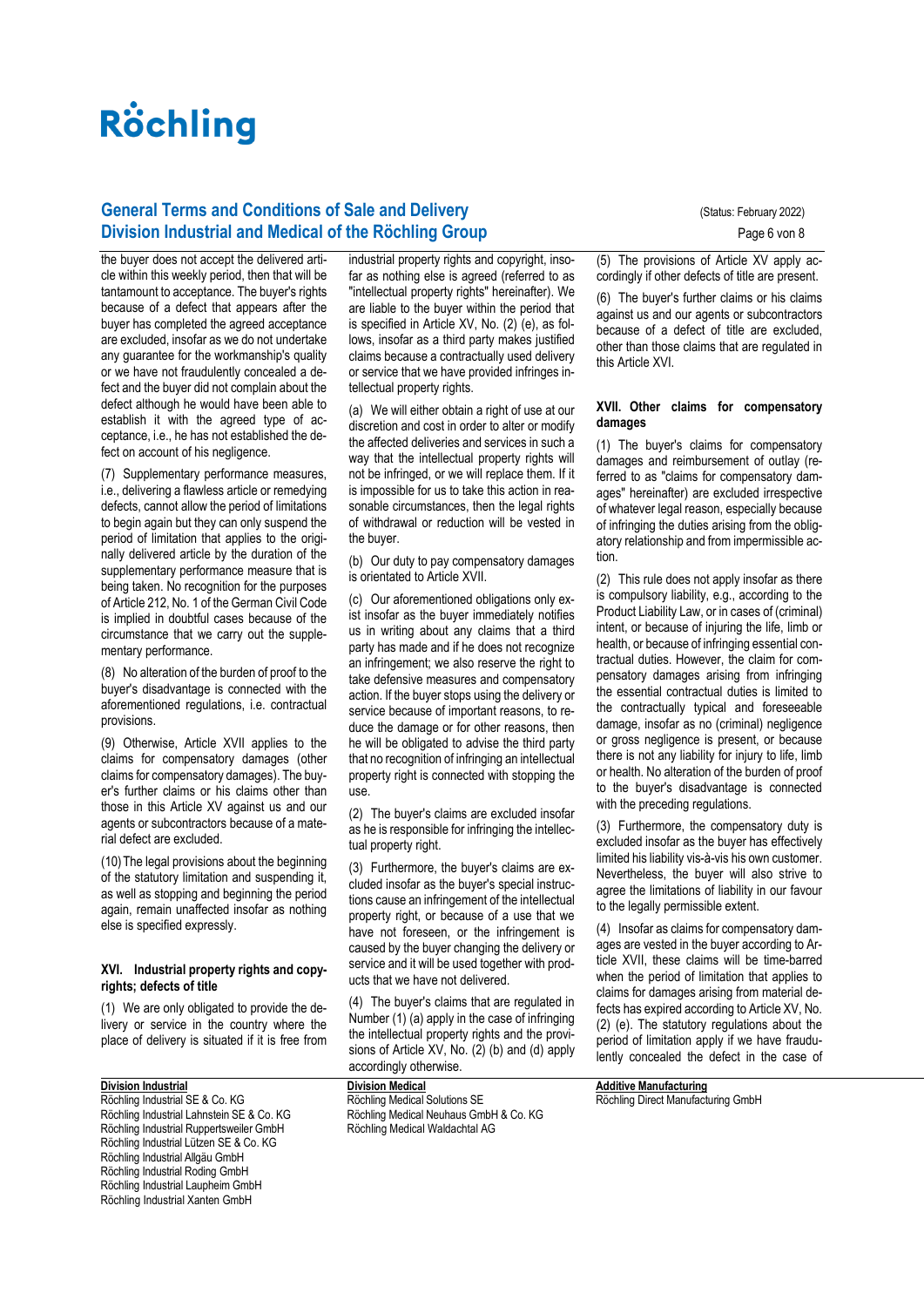the buyer does not accept the delivered article within this weekly period, then that will be tantamount to acceptance. The buyer's rights because of a defect that appears after the buyer has completed the agreed acceptance are excluded, insofar as we do not undertake any guarantee for the workmanship's quality or we have not fraudulently concealed a defect and the buyer did not complain about the defect although he would have been able to establish it with the agreed type of acceptance, i.e., he has not established the defect on account of his negligence.

(7) Supplementary performance measures, i.e., delivering a flawless article or remedying defects, cannot allow the period of limitations to begin again but they can only suspend the period of limitation that applies to the originally delivered article by the duration of the supplementary performance measure that is being taken. No recognition for the purposes of Article 212, No. 1 of the German Civil Code is implied in doubtful cases because of the circumstance that we carry out the supplementary performance.

(8) No alteration of the burden of proof to the buyer's disadvantage is connected with the aforementioned regulations, i.e. contractual provisions.

(9) Otherwise, Article XVII applies to the claims for compensatory damages (other claims for compensatory damages). The buyer's further claims or his claims other than those in this Article XV against us and our agents or subcontractors because of a material defect are excluded.

(10) The legal provisions about the beginning of the statutory limitation and suspending it, as well as stopping and beginning the period again, remain unaffected insofar as nothing else is specified expressly.

### XVI. Industrial property rights and copyrights; defects of title

(1) We are only obligated to provide the delivery or service in the country where the place of delivery is situated if it is free from industrial property rights and copyright, insofar as nothing else is agreed (referred to as "intellectual property rights" hereinafter). We are liable to the buyer within the period that is specified in Article XV, No. (2) (e), as follows, insofar as a third party makes justified claims because a contractually used delivery or service that we have provided infringes intellectual property rights.

(a) We will either obtain a right of use at our discretion and cost in order to alter or modify the affected deliveries and services in such a way that the intellectual property rights will not be infringed, or we will replace them. If it is impossible for us to take this action in reasonable circumstances, then the legal rights of withdrawal or reduction will be vested in the buyer.

(b) Our duty to pay compensatory damages is orientated to Article XVII.

(c) Our aforementioned obligations only exist insofar as the buyer immediately notifies us in writing about any claims that a third party has made and if he does not recognize an infringement; we also reserve the right to take defensive measures and compensatory action. If the buyer stops using the delivery or service because of important reasons, to reduce the damage or for other reasons, then he will be obligated to advise the third party that no recognition of infringing an intellectual property right is connected with stopping the use.

(2) The buyer's claims are excluded insofar as he is responsible for infringing the intellectual property right.

(3) Furthermore, the buyer's claims are excluded insofar as the buyer's special instructions cause an infringement of the intellectual property right, or because of a use that we have not foreseen, or the infringement is caused by the buyer changing the delivery or service and it will be used together with products that we have not delivered.

(4) The buyer's claims that are regulated in Number (1) (a) apply in the case of infringing the intellectual property rights and the provisions of Article XV, No. (2) (b) and (d) apply accordingly otherwise.

(5) The provisions of Article XV apply accordingly if other defects of title are present.

(6) The buyer's further claims or his claims against us and our agents or subcontractors because of a defect of title are excluded, other than those claims that are regulated in this Article XVI.

### XVII. Other claims for compensatory damages

(1) The buyer's claims for compensatory damages and reimbursement of outlay (referred to as "claims for compensatory damages" hereinafter) are excluded irrespective of whatever legal reason, especially because of infringing the duties arising from the obligatory relationship and from impermissible action.

(2) This rule does not apply insofar as there is compulsory liability, e.g., according to the Product Liability Law, or in cases of (criminal) intent, or because of injuring the life, limb or health, or because of infringing essential contractual duties. However, the claim for compensatory damages arising from infringing the essential contractual duties is limited to the contractually typical and foreseeable damage, insofar as no (criminal) negligence or gross negligence is present, or because there is not any liability for injury to life, limb or health. No alteration of the burden of proof to the buyer's disadvantage is connected with the preceding regulations.

(3) Furthermore, the compensatory duty is excluded insofar as the buyer has effectively limited his liability vis-à-vis his own customer. Nevertheless, the buyer will also strive to agree the limitations of liability in our favour to the legally permissible extent.

(4) Insofar as claims for compensatory damages are vested in the buyer according to Article XVII, these claims will be time-barred when the period of limitation that applies to claims for damages arising from material defects has expired according to Article XV, No. (2) (e). The statutory regulations about the period of limitation apply if we have fraudulently concealed the defect in the case of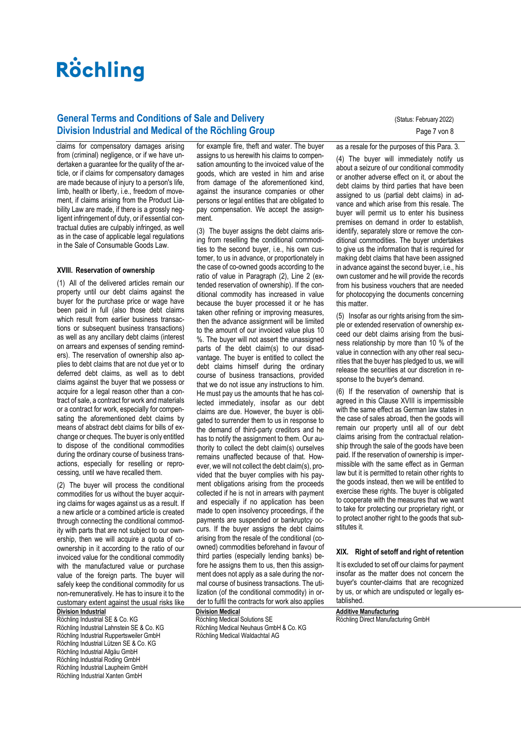claims for compensatory damages arising from (criminal) negligence, or if we have undertaken a guarantee for the quality of the article, or if claims for compensatory damages are made because of injury to a person's life, limb, health or liberty, i.e., freedom of movement, if claims arising from the Product Liability Law are made, if there is a grossly negligent infringement of duty, or if essential contractual duties are culpably infringed, as well as in the case of applicable legal regulations in the Sale of Consumable Goods Law.

## XVIII. Reservation of ownership

(1) All of the delivered articles remain our property until our debt claims against the buyer for the purchase price or wage have been paid in full (also those debt claims which result from earlier business transactions or subsequent business transactions) as well as any ancillary debt claims (interest on arrears and expenses of sending reminders). The reservation of ownership also applies to debt claims that are not due yet or to deferred debt claims, as well as to debt claims against the buyer that we possess or acquire for a legal reason other than a contract of sale, a contract for work and materials or a contract for work, especially for compensating the aforementioned debt claims by means of abstract debt claims for bills of exchange or cheques. The buyer is only entitled to dispose of the conditional commodities during the ordinary course of business transactions, especially for reselling or reprocessing, until we have recalled them.

(2) The buyer will process the conditional commodities for us without the buyer acquiring claims for wages against us as a result. If a new article or a combined article is created through connecting the conditional commodity with parts that are not subject to our ownership, then we will acquire a quota of co-ownership in it according to the ratio of our invoiced value for the conditional commodity with the manufactured value or purchase value of the foreign parts. The buyer will safely keep the conditional commodity for us non-remuneratively. He has to insure it to the customary extent against the usual risks like for example fire, theft and water. The buyer assigns to us herewith his claims to compensation amounting to the invoiced value of the goods, which are vested in him and arise from damage of the aforementioned kind, against the insurance companies or other persons or legal entities that are obligated to pay compensation. We accept the assignment.

(3) The buyer assigns the debt claims arising from reselling the conditional commodities to the second buyer, i.e., his own customer, to us in advance, or proportionately in the case of co-owned goods according to the ratio of value in Paragraph (2), Line 2 (extended reservation of ownership). If the conditional commodity has increased in value because the buyer processed it or he has taken other refining or improving measures, then the advance assignment will be limited to the amount of our invoiced value plus 10 %. The buyer will not assert the unassigned parts of the debt claim(s) to our disadvantage. The buyer is entitled to collect the debt claims himself during the ordinary course of business transactions, provided that we do not issue any instructions to him. He must pay us the amounts that he has collected immediately, insofar as our debt claims are due. However, the buyer is obligated to surrender them to us in response to the demand of third-party creditors and he has to notify the assignment to them. Our authority to collect the debt claim(s) ourselves remains unaffected because of that. However, we will not collect the debt claim(s), provided that the buyer complies with his payment obligations arising from the proceeds collected if he is not in arrears with payment and especially if no application has been made to open insolvency proceedings, if the payments are suspended or bankruptcy occurs. If the buyer assigns the debt claims arising from the resale of the conditional (co-owned) commodities beforehand in favour of third parties (especially lending banks) before he assigns them to us, then this assignment does not apply as a sale during the normal course of business transactions. The utilization (of the conditional commodity) in order to fulfil the contracts for work also applies as a resale for the purposes of this Para. 3.

(4) The buyer will immediately notify us about a seizure of our conditional commodity or another adverse effect on it, or about the debt claims by third parties that have been assigned to us (partial debt claims) in advance and which arise from this resale. The buyer will permit us to enter his business premises on demand in order to establish, identify, separately store or remove the conditional commodities. The buyer undertakes to give us the information that is required for making debt claims that have been assigned in advance against the second buyer, i.e., his own customer and he will provide the records from his business vouchers that are needed for photocopying the documents concerning this matter.

(5) Insofar as our rights arising from the simple or extended reservation of ownership exceed our debt claims arising from the business relationship by more than 10 % of the value in connection with any other real securities that the buyer has pledged to us, we will release the securities at our discretion in response to the buyer's demand.

(6) If the reservation of ownership that is agreed in this Clause XVIII is impermissible with the same effect as German law states in the case of sales abroad, then the goods will remain our property until all of our debt claims arising from the contractual relationship through the sale of the goods have been paid. If the reservation of ownership is impermissible with the same effect as in German law but it is permitted to retain other rights to the goods instead, then we will be entitled to exercise these rights. The buyer is obligated to cooperate with the measures that we want to take for protecting our proprietary right, or to protect another right to the goods that substitutes it.

## XIX. Right of setoff and right of retention

It is excluded to set off our claims for payment insofar as the matter does not concern the buyer's counter-claims that are recognized by us, or which are undisputed or legally established.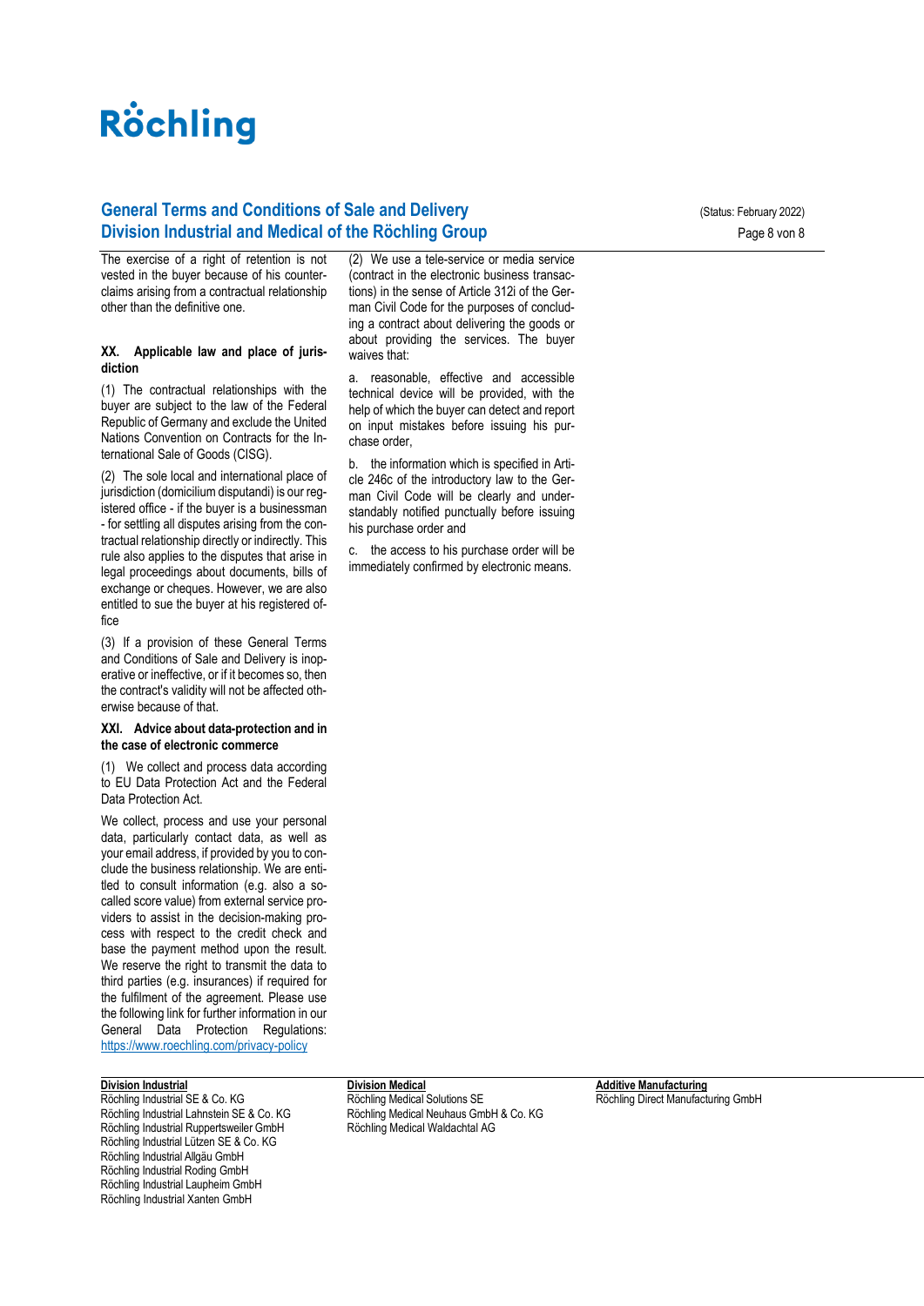The exercise of a right of retention is not vested in the buyer because of his counterclaims arising from a contractual relationship other than the definitive one.

### XX. Applicable law and place of jurisdiction

(1) The contractual relationships with the buyer are subject to the law of the Federal Republic of Germany and exclude the United Nations Convention on Contracts for the International Sale of Goods (CISG).

(2) The sole local and international place of jurisdiction (domicilium disputandi) is our registered office - if the buyer is a businessman - for settling all disputes arising from the contractual relationship directly or indirectly. This rule also applies to the disputes that arise in legal proceedings about documents, bills of exchange or cheques. However, we are also entitled to sue the buyer at his registered office

(3) If a provision of these General Terms and Conditions of Sale and Delivery is inoperative or ineffective, or if it becomes so, then the contract's validity will not be affected otherwise because of that.

### XXI. Advice about data-protection and in the case of electronic commerce

(1) We collect and process data according to EU Data Protection Act and the Federal Data Protection Act.

We collect, process and use your personal data, particularly contact data, as well as your email address, if provided by you to conclude the business relationship. We are entitled to consult information (e.g. also a so-called score value) from external service providers to assist in the decision-making process with respect to the credit check and base the payment method upon the result. We reserve the right to transmit the data to third parties (e.g. insurances) if required for the fulfilment of the agreement. Please use the following link for further information in our General Data Protection Regulations: https://www.roechling.com/privacy-policy

(2) We use a tele-service or media service (contract in the electronic business transactions) in the sense of Article 312i of the German Civil Code for the purposes of concluding a contract about delivering the goods or about providing the services. The buyer waives that:

a. reasonable, effective and accessible technical device will be provided, with the help of which the buyer can detect and report on input mistakes before issuing his purchase order,

b. the information which is specified in Article 246c of the introductory law to the German Civil Code will be clearly and understandably notified punctually before issuing his purchase order and

c. the access to his purchase order will be immediately confirmed by electronic means.

**Division Industrial**
Röchling Industrial SE & Co. KG
Röchling Industrial Lahnstein SE & Co. KG
Röchling Industrial Ruppertsweiler GmbH
Röchling Industrial Lützen SE & Co. KG
Röchling Industrial Allgäu GmbH
Röchling Industrial Roding GmbH
Röchling Industrial Laupheim GmbH
Röchling Industrial Xanten GmbH

**Division Medical**
Röchling Medical Solutions SE
Röchling Medical Neuhaus GmbH & Co. KG
Röchling Medical Waldachtal AG

**Additive Manufacturing**
Röchling Direct Manufacturing GmbH